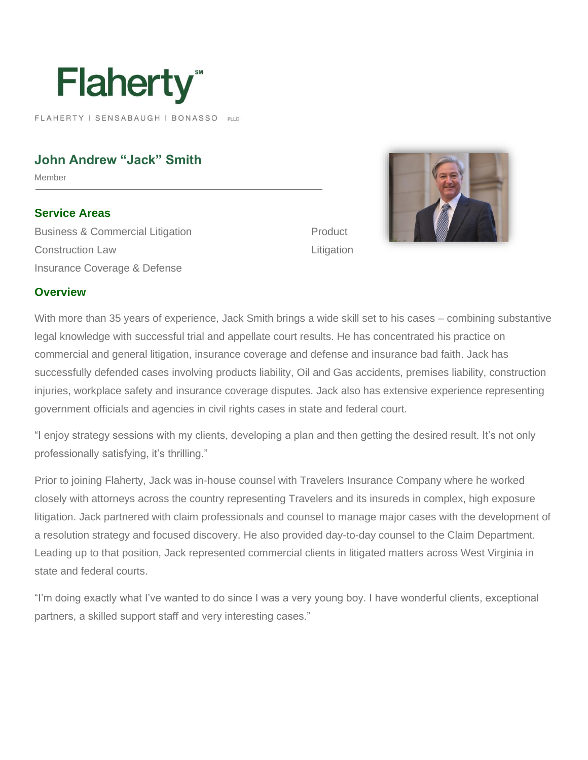# Flaherty

FLAHERTY | SENSABAUGH | BONASSO PLLC

## John Andrew "Jack" Smith

Member

### Service Areas

- Business & Commercial Litigation
- Construction Law
- Insurance Coverage & Defense
- Product Litigation

### Overview

With more than 35 years of experience, Jack Smith brings a wide skill set to his cases – combining substantive legal knowledge with successful trial and appellate court results. He has concentrated his practice on commercial and general litigation, insurance coverage and defense and insurance bad faith. Jack has successfully defended cases involving products liability, Oil and Gas accidents, premises liability, construction injuries, workplace safety and insurance coverage disputes. Jack also has extensive experience representing government officials and agencies in civil rights cases in state and federal court.

"I enjoy strategy sessions with my clients, developing a plan and then getting the desired result. It's not only professionally satisfying, it's thrilling."

Prior to joining Flaherty, Jack was in-house counsel with Travelers Insurance Company where he worked closely with attorneys across the country representing Travelers and its insureds in complex, high exposure litigation. Jack partnered with claim professionals and counsel to manage major cases with the development of a resolution strategy and focused discovery. He also provided day-to-day counsel to the Claim Department. Leading up to that position, Jack represented commercial clients in litigated matters across West Virginia in state and federal courts.

"I'm doing exactly what I've wanted to do since I was a very young boy. I have wonderful clients, exceptional partners, a skilled support staff and very interesting cases."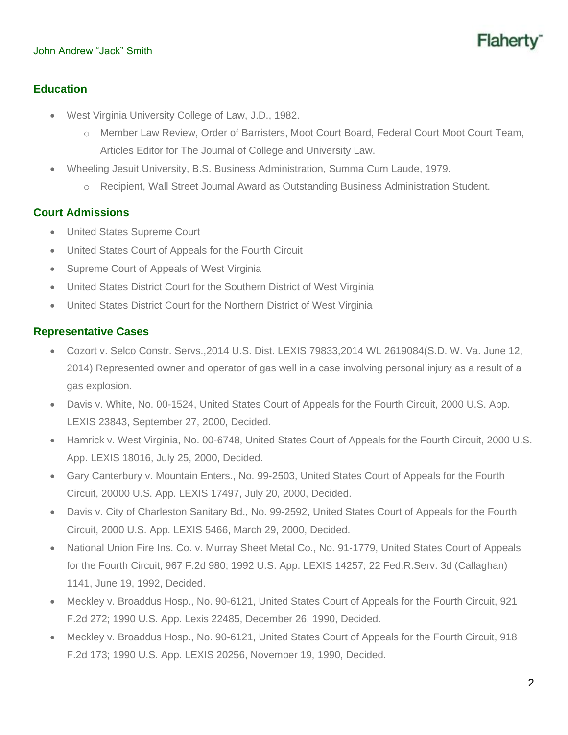## Education

- West Virginia University College of Law, J.D., 1982.
    - Member Law Review, Order of Barristers, Moot Court Board, Federal Court Moot Court Team, Articles Editor for The Journal of College and University Law.
- Wheeling Jesuit University, B.S. Business Administration, Summa Cum Laude, 1979.
    - Recipient, Wall Street Journal Award as Outstanding Business Administration Student.

## Court Admissions

- United States Supreme Court
- United States Court of Appeals for the Fourth Circuit
- Supreme Court of Appeals of West Virginia
- United States District Court for the Southern District of West Virginia
- United States District Court for the Northern District of West Virginia

## Representative Cases

- Cozort v. Selco Constr. Servs.,2014 U.S. Dist. LEXIS 79833,2014 WL 2619084(S.D. W. Va. June 12, 2014) Represented owner and operator of gas well in a case involving personal injury as a result of a gas explosion.
- Davis v. White, No. 00-1524, United States Court of Appeals for the Fourth Circuit, 2000 U.S. App. LEXIS 23843, September 27, 2000, Decided.
- Hamrick v. West Virginia, No. 00-6748, United States Court of Appeals for the Fourth Circuit, 2000 U.S. App. LEXIS 18016, July 25, 2000, Decided.
- Gary Canterbury v. Mountain Enters., No. 99-2503, United States Court of Appeals for the Fourth Circuit, 20000 U.S. App. LEXIS 17497, July 20, 2000, Decided.
- Davis v. City of Charleston Sanitary Bd., No. 99-2592, United States Court of Appeals for the Fourth Circuit, 2000 U.S. App. LEXIS 5466, March 29, 2000, Decided.
- National Union Fire Ins. Co. v. Murray Sheet Metal Co., No. 91-1779, United States Court of Appeals for the Fourth Circuit, 967 F.2d 980; 1992 U.S. App. LEXIS 14257; 22 Fed.R.Serv. 3d (Callaghan) 1141, June 19, 1992, Decided.
- Meckley v. Broaddus Hosp., No. 90-6121, United States Court of Appeals for the Fourth Circuit, 921 F.2d 272; 1990 U.S. App. Lexis 22485, December 26, 1990, Decided.
- Meckley v. Broaddus Hosp., No. 90-6121, United States Court of Appeals for the Fourth Circuit, 918 F.2d 173; 1990 U.S. App. LEXIS 20256, November 19, 1990, Decided.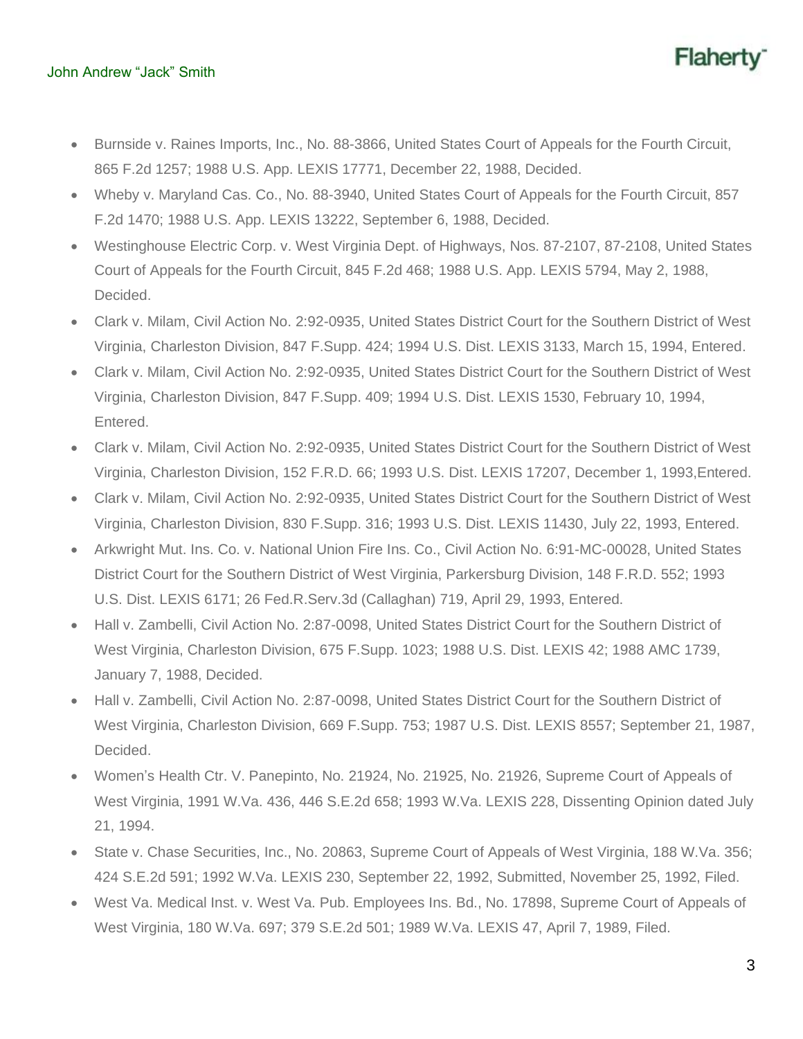- Burnside v. Raines Imports, Inc., No. 88-3866, United States Court of Appeals for the Fourth Circuit, 865 F.2d 1257; 1988 U.S. App. LEXIS 17771, December 22, 1988, Decided.
- Wheby v. Maryland Cas. Co., No. 88-3940, United States Court of Appeals for the Fourth Circuit, 857 F.2d 1470; 1988 U.S. App. LEXIS 13222, September 6, 1988, Decided.
- Westinghouse Electric Corp. v. West Virginia Dept. of Highways, Nos. 87-2107, 87-2108, United States Court of Appeals for the Fourth Circuit, 845 F.2d 468; 1988 U.S. App. LEXIS 5794, May 2, 1988, Decided.
- Clark v. Milam, Civil Action No. 2:92-0935, United States District Court for the Southern District of West Virginia, Charleston Division, 847 F.Supp. 424; 1994 U.S. Dist. LEXIS 3133, March 15, 1994, Entered.
- Clark v. Milam, Civil Action No. 2:92-0935, United States District Court for the Southern District of West Virginia, Charleston Division, 847 F.Supp. 409; 1994 U.S. Dist. LEXIS 1530, February 10, 1994, Entered.
- Clark v. Milam, Civil Action No. 2:92-0935, United States District Court for the Southern District of West Virginia, Charleston Division, 152 F.R.D. 66; 1993 U.S. Dist. LEXIS 17207, December 1, 1993,Entered.
- Clark v. Milam, Civil Action No. 2:92-0935, United States District Court for the Southern District of West Virginia, Charleston Division, 830 F.Supp. 316; 1993 U.S. Dist. LEXIS 11430, July 22, 1993, Entered.
- Arkwright Mut. Ins. Co. v. National Union Fire Ins. Co., Civil Action No. 6:91-MC-00028, United States District Court for the Southern District of West Virginia, Parkersburg Division, 148 F.R.D. 552; 1993 U.S. Dist. LEXIS 6171; 26 Fed.R.Serv.3d (Callaghan) 719, April 29, 1993, Entered.
- Hall v. Zambelli, Civil Action No. 2:87-0098, United States District Court for the Southern District of West Virginia, Charleston Division, 675 F.Supp. 1023; 1988 U.S. Dist. LEXIS 42; 1988 AMC 1739, January 7, 1988, Decided.
- Hall v. Zambelli, Civil Action No. 2:87-0098, United States District Court for the Southern District of West Virginia, Charleston Division, 669 F.Supp. 753; 1987 U.S. Dist. LEXIS 8557; September 21, 1987, Decided.
- Women's Health Ctr. V. Panepinto, No. 21924, No. 21925, No. 21926, Supreme Court of Appeals of West Virginia, 1991 W.Va. 436, 446 S.E.2d 658; 1993 W.Va. LEXIS 228, Dissenting Opinion dated July 21, 1994.
- State v. Chase Securities, Inc., No. 20863, Supreme Court of Appeals of West Virginia, 188 W.Va. 356; 424 S.E.2d 591; 1992 W.Va. LEXIS 230, September 22, 1992, Submitted, November 25, 1992, Filed.
- West Va. Medical Inst. v. West Va. Pub. Employees Ins. Bd., No. 17898, Supreme Court of Appeals of West Virginia, 180 W.Va. 697; 379 S.E.2d 501; 1989 W.Va. LEXIS 47, April 7, 1989, Filed.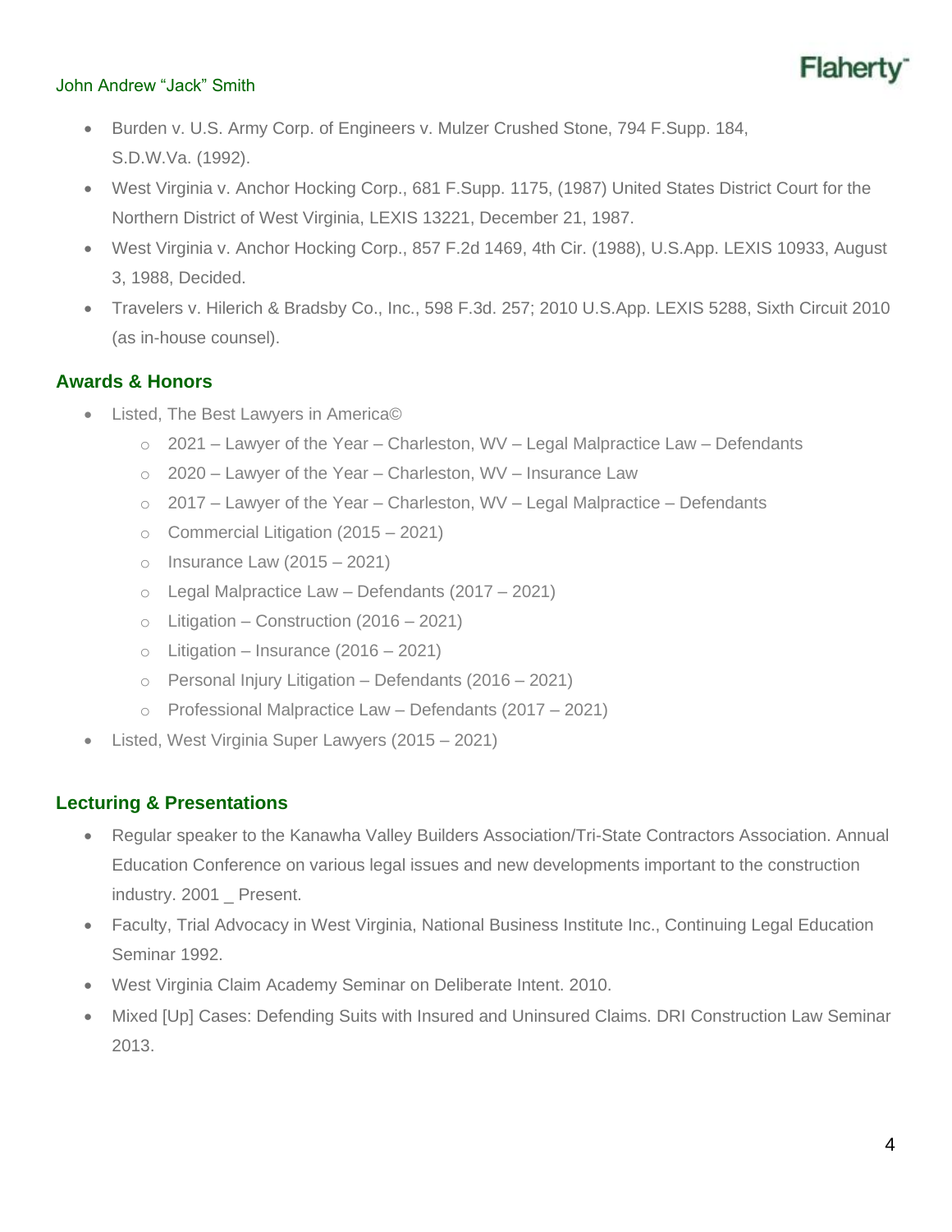- Burden v. U.S. Army Corp. of Engineers v. Mulzer Crushed Stone, 794 F.Supp. 184, S.D.W.Va. (1992).
- West Virginia v. Anchor Hocking Corp., 681 F.Supp. 1175, (1987) United States District Court for the Northern District of West Virginia, LEXIS 13221, December 21, 1987.
- West Virginia v. Anchor Hocking Corp., 857 F.2d 1469, 4th Cir. (1988), U.S.App. LEXIS 10933, August 3, 1988, Decided.
- Travelers v. Hilerich & Bradsby Co., Inc., 598 F.3d. 257; 2010 U.S.App. LEXIS 5288, Sixth Circuit 2010 (as in-house counsel).

## Awards & Honors

- Listed, The Best Lawyers in America©
  - 2021 – Lawyer of the Year – Charleston, WV – Legal Malpractice Law – Defendants
  - 2020 – Lawyer of the Year – Charleston, WV – Insurance Law
  - 2017 – Lawyer of the Year – Charleston, WV – Legal Malpractice – Defendants
  - Commercial Litigation (2015 – 2021)
  - Insurance Law (2015 – 2021)
  - Legal Malpractice Law – Defendants (2017 – 2021)
  - Litigation – Construction (2016 – 2021)
  - Litigation – Insurance (2016 – 2021)
  - Personal Injury Litigation – Defendants (2016 – 2021)
  - Professional Malpractice Law – Defendants (2017 – 2021)
- Listed, West Virginia Super Lawyers (2015 – 2021)

## Lecturing & Presentations

- Regular speaker to the Kanawha Valley Builders Association/Tri-State Contractors Association. Annual Education Conference on various legal issues and new developments important to the construction industry. 2001 _ Present.
- Faculty, Trial Advocacy in West Virginia, National Business Institute Inc., Continuing Legal Education Seminar 1992.
- West Virginia Claim Academy Seminar on Deliberate Intent. 2010.
- Mixed [Up] Cases: Defending Suits with Insured and Uninsured Claims. DRI Construction Law Seminar 2013.